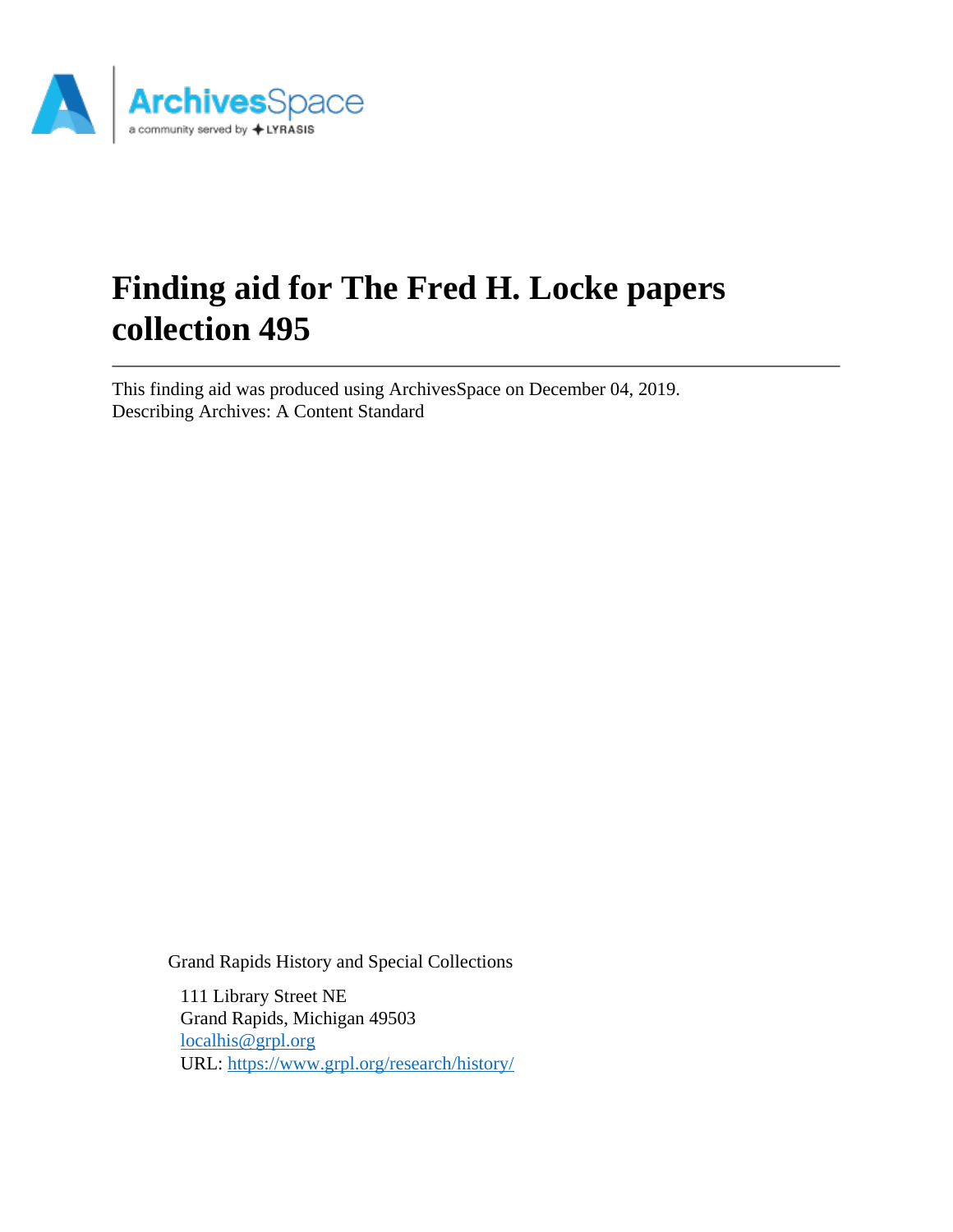# Finding aid for The Fred H. Locke papers collection 495

This finding aid was produced using ArchivesSpace on December 04, 2019.
Describing Archives: A Content Standard

Grand Rapids History and Special Collections

111 Library Street NE
Grand Rapids, Michigan 49503
localhis@grpl.org
URL: https://www.grpl.org/research/history/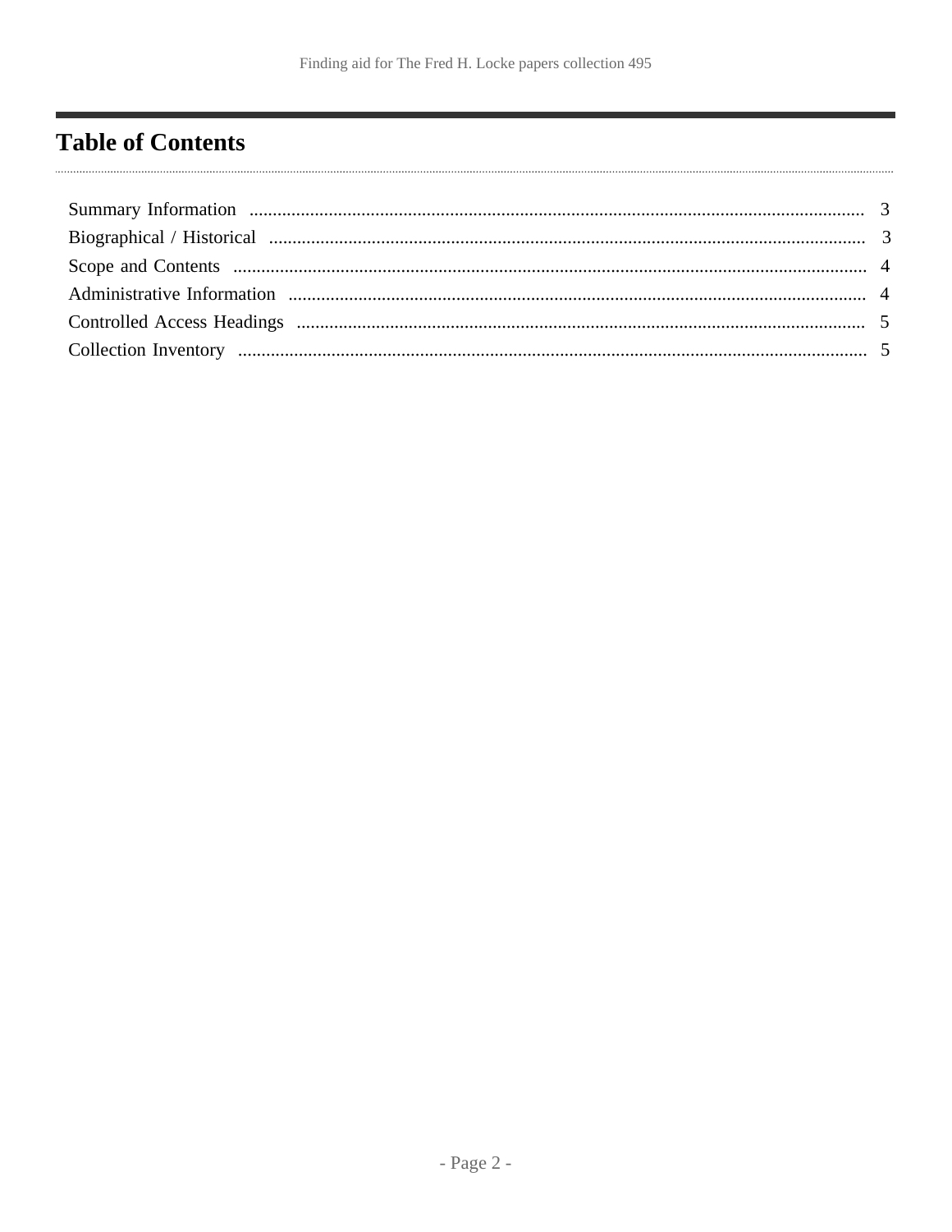## Table of Contents

- Summary Information .......... 3
- Biographical / Historical .......... 3
- Scope and Contents .......... 4
- Administrative Information .......... 4
- Controlled Access Headings .......... 5
- Collection Inventory .......... 5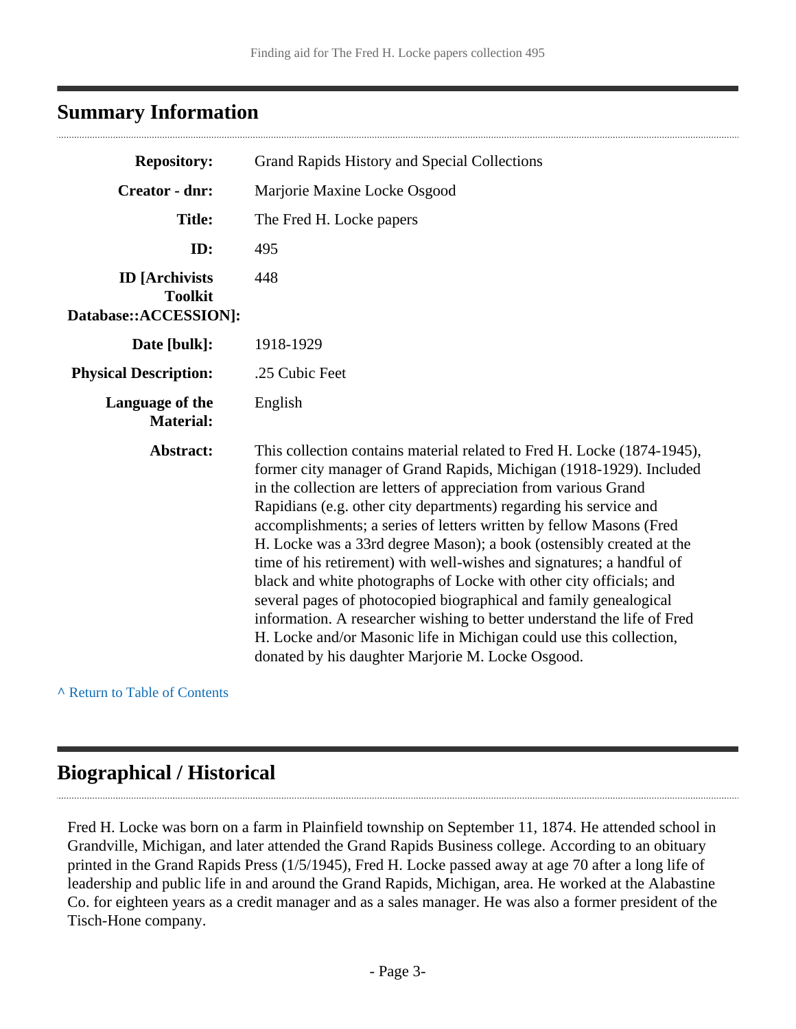## Summary Information

| | |
|---|---|
| **Repository:** | Grand Rapids History and Special Collections |
| **Creator - dnr:** | Marjorie Maxine Locke Osgood |
| **Title:** | The Fred H. Locke papers |
| **ID:** | 495 |
| **ID [Archivists Toolkit Database::ACCESSION]:** | 448 |
| **Date [bulk]:** | 1918-1929 |
| **Physical Description:** | .25 Cubic Feet |
| **Language of the Material:** | English |
| **Abstract:** | This collection contains material related to Fred H. Locke (1874-1945), former city manager of Grand Rapids, Michigan (1918-1929). Included in the collection are letters of appreciation from various Grand Rapidians (e.g. other city departments) regarding his service and accomplishments; a series of letters written by fellow Masons (Fred H. Locke was a 33rd degree Mason); a book (ostensibly created at the time of his retirement) with well-wishes and signatures; a handful of black and white photographs of Locke with other city officials; and several pages of photocopied biographical and family genealogical information. A researcher wishing to better understand the life of Fred H. Locke and/or Masonic life in Michigan could use this collection, donated by his daughter Marjorie M. Locke Osgood. |

^ Return to Table of Contents

## Biographical / Historical

Fred H. Locke was born on a farm in Plainfield township on September 11, 1874. He attended school in Grandville, Michigan, and later attended the Grand Rapids Business college. According to an obituary printed in the Grand Rapids Press (1/5/1945), Fred H. Locke passed away at age 70 after a long life of leadership and public life in and around the Grand Rapids, Michigan, area. He worked at the Alabastine Co. for eighteen years as a credit manager and as a sales manager. He was also a former president of the Tisch-Hone company.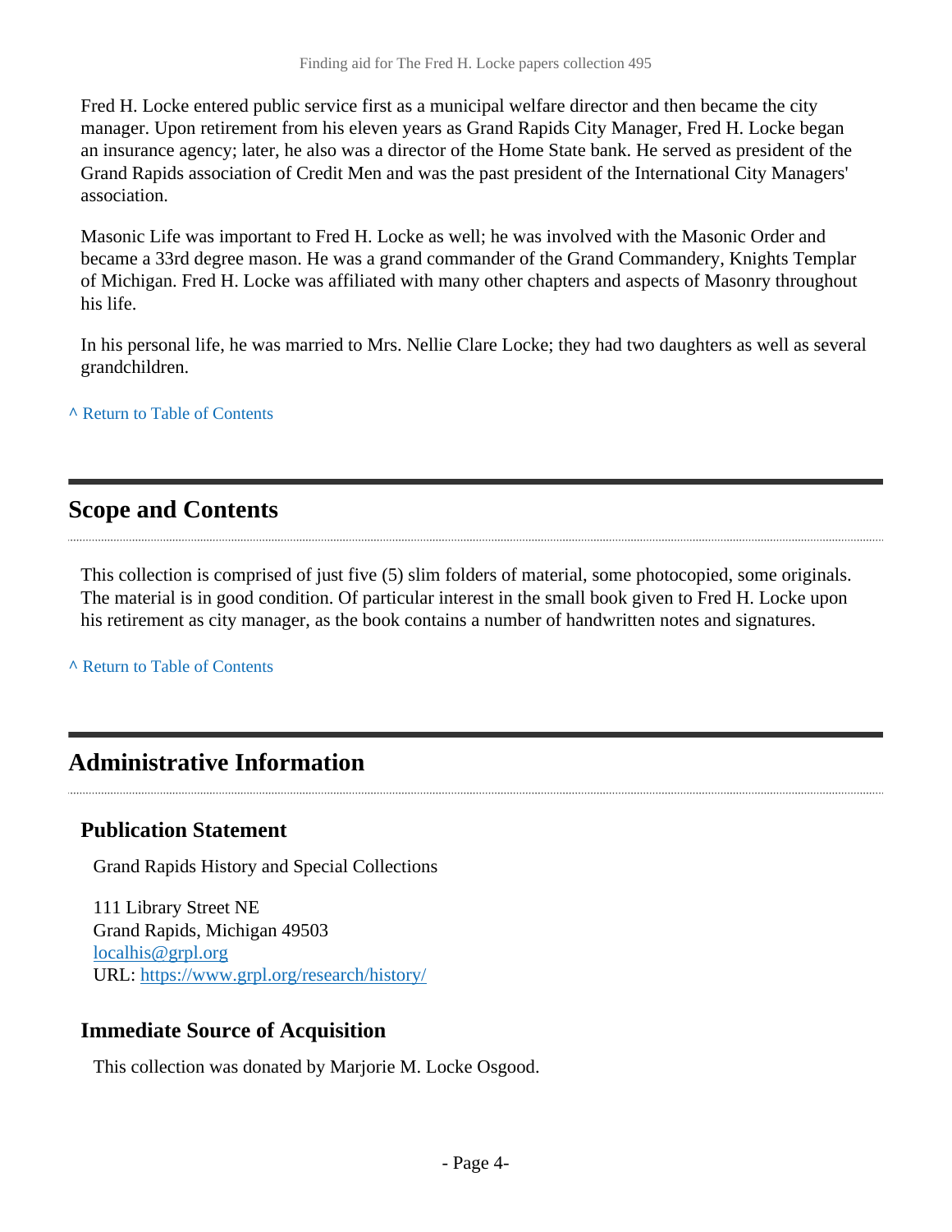Fred H. Locke entered public service first as a municipal welfare director and then became the city manager. Upon retirement from his eleven years as Grand Rapids City Manager, Fred H. Locke began an insurance agency; later, he also was a director of the Home State bank. He served as president of the Grand Rapids association of Credit Men and was the past president of the International City Managers' association.

Masonic Life was important to Fred H. Locke as well; he was involved with the Masonic Order and became a 33rd degree mason. He was a grand commander of the Grand Commandery, Knights Templar of Michigan. Fred H. Locke was affiliated with many other chapters and aspects of Masonry throughout his life.

In his personal life, he was married to Mrs. Nellie Clare Locke; they had two daughters as well as several grandchildren.

^ Return to Table of Contents

## Scope and Contents

This collection is comprised of just five (5) slim folders of material, some photocopied, some originals. The material is in good condition. Of particular interest in the small book given to Fred H. Locke upon his retirement as city manager, as the book contains a number of handwritten notes and signatures.

^ Return to Table of Contents

## Administrative Information

### Publication Statement

Grand Rapids History and Special Collections

111 Library Street NE
Grand Rapids, Michigan 49503
localhis@grpl.org
URL: https://www.grpl.org/research/history/

### Immediate Source of Acquisition

This collection was donated by Marjorie M. Locke Osgood.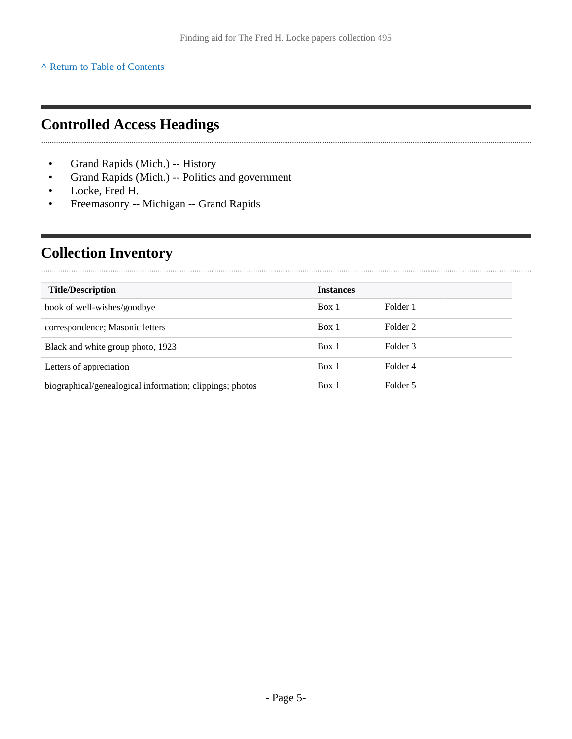^ Return to Table of Contents

## Controlled Access Headings

- Grand Rapids (Mich.) -- History
- Grand Rapids (Mich.) -- Politics and government
- Locke, Fred H.
- Freemasonry -- Michigan -- Grand Rapids

## Collection Inventory

| Title/Description | Instances | |
|---|---|---|
| book of well-wishes/goodbye | Box 1 | Folder 1 |
| correspondence; Masonic letters | Box 1 | Folder 2 |
| Black and white group photo, 1923 | Box 1 | Folder 3 |
| Letters of appreciation | Box 1 | Folder 4 |
| biographical/genealogical information; clippings; photos | Box 1 | Folder 5 |